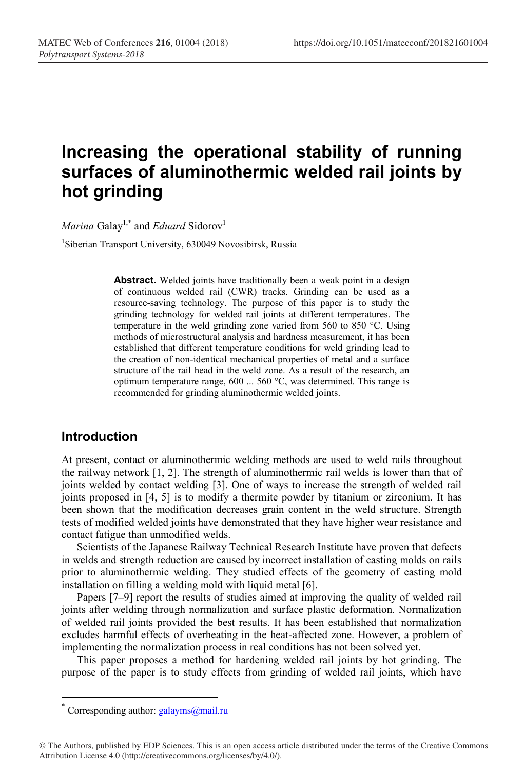# Increasing the operational stability of running surfaces of aluminothermic welded rail joints by hot grinding

*Marina* Galay[1,*] and *Eduard* Sidorov[1]

[1]Siberian Transport University, 630049 Novosibirsk, Russia

**Abstract.** Welded joints have traditionally been a weak point in a design of continuous welded rail (CWR) tracks. Grinding can be used as a resource-saving technology. The purpose of this paper is to study the grinding technology for welded rail joints at different temperatures. The temperature in the weld grinding zone varied from 560 to 850 °C. Using methods of microstructural analysis and hardness measurement, it has been established that different temperature conditions for weld grinding lead to the creation of non-identical mechanical properties of metal and a surface structure of the rail head in the weld zone. As a result of the research, an optimum temperature range, 600 ... 560 °C, was determined. This range is recommended for grinding aluminothermic welded joints.

## Introduction

At present, contact or aluminothermic welding methods are used to weld rails throughout the railway network [1, 2]. The strength of aluminothermic rail welds is lower than that of joints welded by contact welding [3]. One of ways to increase the strength of welded rail joints proposed in [4, 5] is to modify a thermite powder by titanium or zirconium. It has been shown that the modification decreases grain content in the weld structure. Strength tests of modified welded joints have demonstrated that they have higher wear resistance and contact fatigue than unmodified welds.

Scientists of the Japanese Railway Technical Research Institute have proven that defects in welds and strength reduction are caused by incorrect installation of casting molds on rails prior to aluminothermic welding. They studied effects of the geometry of casting mold installation on filling a welding mold with liquid metal [6].

Papers [7–9] report the results of studies aimed at improving the quality of welded rail joints after welding through normalization and surface plastic deformation. Normalization of welded rail joints provided the best results. It has been established that normalization excludes harmful effects of overheating in the heat-affected zone. However, a problem of implementing the normalization process in real conditions has not been solved yet.

This paper proposes a method for hardening welded rail joints by hot grinding. The purpose of the paper is to study effects from grinding of welded rail joints, which have

[*] Corresponding author: galayms@mail.ru

© The Authors, published by EDP Sciences. This is an open access article distributed under the terms of the Creative Commons Attribution License 4.0 (http://creativecommons.org/licenses/by/4.0/).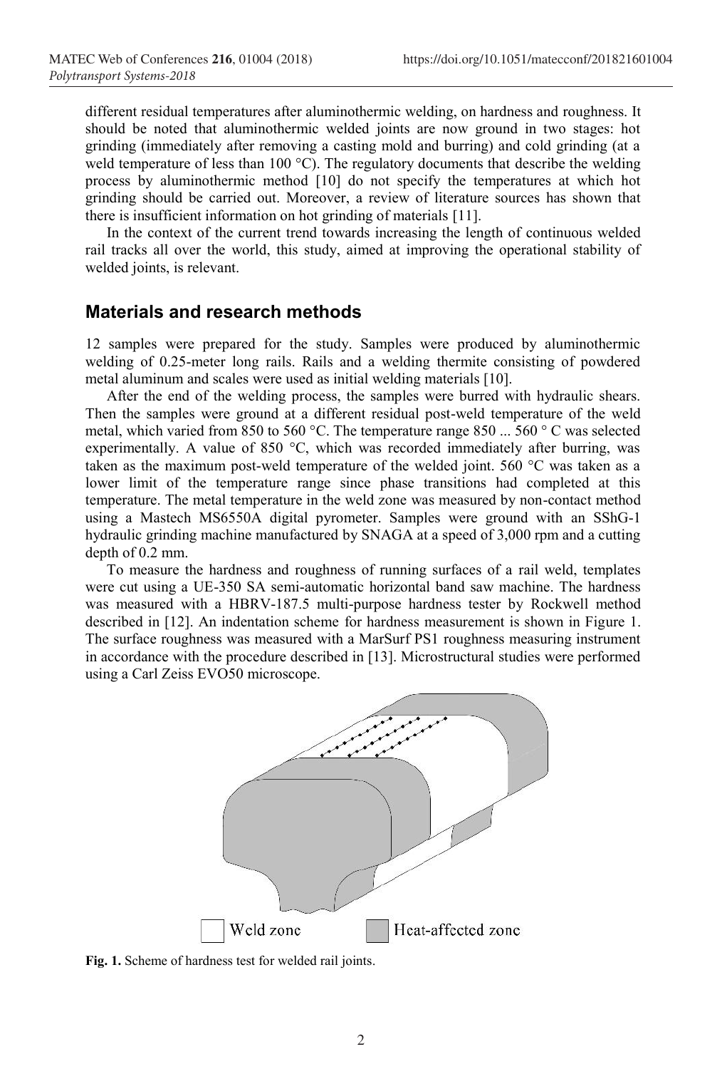different residual temperatures after aluminothermic welding, on hardness and roughness. It should be noted that aluminothermic welded joints are now ground in two stages: hot grinding (immediately after removing a casting mold and burring) and cold grinding (at a weld temperature of less than 100 °C). The regulatory documents that describe the welding process by aluminothermic method [10] do not specify the temperatures at which hot grinding should be carried out. Moreover, a review of literature sources has shown that there is insufficient information on hot grinding of materials [11].

In the context of the current trend towards increasing the length of continuous welded rail tracks all over the world, this study, aimed at improving the operational stability of welded joints, is relevant.

## Materials and research methods

12 samples were prepared for the study. Samples were produced by aluminothermic welding of 0.25-meter long rails. Rails and a welding thermite consisting of powdered metal aluminum and scales were used as initial welding materials [10].

After the end of the welding process, the samples were burred with hydraulic shears. Then the samples were ground at a different residual post-weld temperature of the weld metal, which varied from 850 to 560 °C. The temperature range 850 ... 560 ° C was selected experimentally. A value of 850 °C, which was recorded immediately after burring, was taken as the maximum post-weld temperature of the welded joint. 560 °C was taken as a lower limit of the temperature range since phase transitions had completed at this temperature. The metal temperature in the weld zone was measured by non-contact method using a Mastech MS6550A digital pyrometer. Samples were ground with an SShG-1 hydraulic grinding machine manufactured by SNAGA at a speed of 3,000 rpm and a cutting depth of 0.2 mm.

To measure the hardness and roughness of running surfaces of a rail weld, templates were cut using a UE-350 SA semi-automatic horizontal band saw machine. The hardness was measured with a HBRV-187.5 multi-purpose hardness tester by Rockwell method described in [12]. An indentation scheme for hardness measurement is shown in Figure 1. The surface roughness was measured with a MarSurf PS1 roughness measuring instrument in accordance with the procedure described in [13]. Microstructural studies were performed using a Carl Zeiss EVO50 microscope.

Weld zone | Heat-affected zone

**Fig. 1.** Scheme of hardness test for welded rail joints.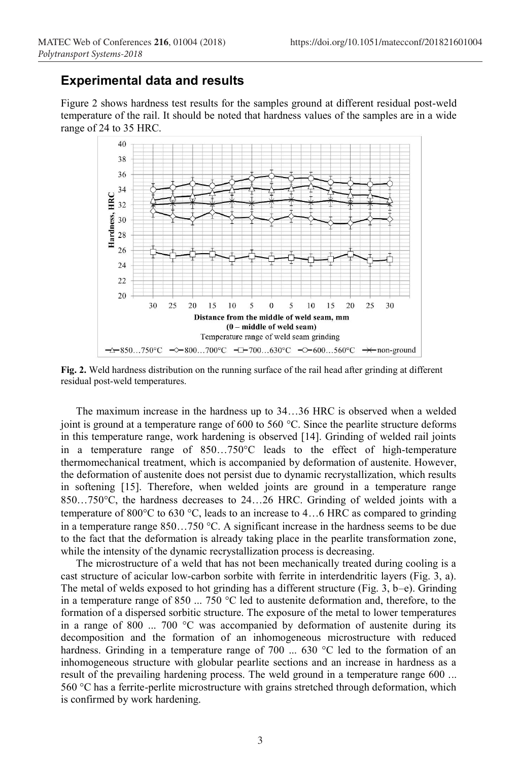## Experimental data and results

Figure 2 shows hardness test results for the samples ground at different residual post-weld temperature of the rail. It should be noted that hardness values of the samples are in a wide range of 24 to 35 HRC.

**Fig. 2.** Weld hardness distribution on the running surface of the rail head after grinding at different residual post-weld temperatures.

The maximum increase in the hardness up to 34…36 HRC is observed when a welded joint is ground at a temperature range of 600 to 560 °C. Since the pearlite structure deforms in this temperature range, work hardening is observed [14]. Grinding of welded rail joints in a temperature range of 850…750°C leads to the effect of high-temperature thermomechanical treatment, which is accompanied by deformation of austenite. However, the deformation of austenite does not persist due to dynamic recrystallization, which results in softening [15]. Therefore, when welded joints are ground in a temperature range 850…750°C, the hardness decreases to 24…26 HRC. Grinding of welded joints with a temperature of 800°C to 630 °C, leads to an increase to 4…6 HRC as compared to grinding in a temperature range 850…750 °C. A significant increase in the hardness seems to be due to the fact that the deformation is already taking place in the pearlite transformation zone, while the intensity of the dynamic recrystallization process is decreasing.

The microstructure of a weld that has not been mechanically treated during cooling is a cast structure of acicular low-carbon sorbite with ferrite in interdendritic layers (Fig. 3, a). The metal of welds exposed to hot grinding has a different structure (Fig. 3, b–e). Grinding in a temperature range of 850 ... 750 °C led to austenite deformation and, therefore, to the formation of a dispersed sorbitic structure. The exposure of the metal to lower temperatures in a range of 800 ... 700 °C was accompanied by deformation of austenite during its decomposition and the formation of an inhomogeneous microstructure with reduced hardness. Grinding in a temperature range of 700 ... 630 °C led to the formation of an inhomogeneous structure with globular pearlite sections and an increase in hardness as a result of the prevailing hardening process. The weld ground in a temperature range 600 ... 560 °C has a ferrite-perlite microstructure with grains stretched through deformation, which is confirmed by work hardening.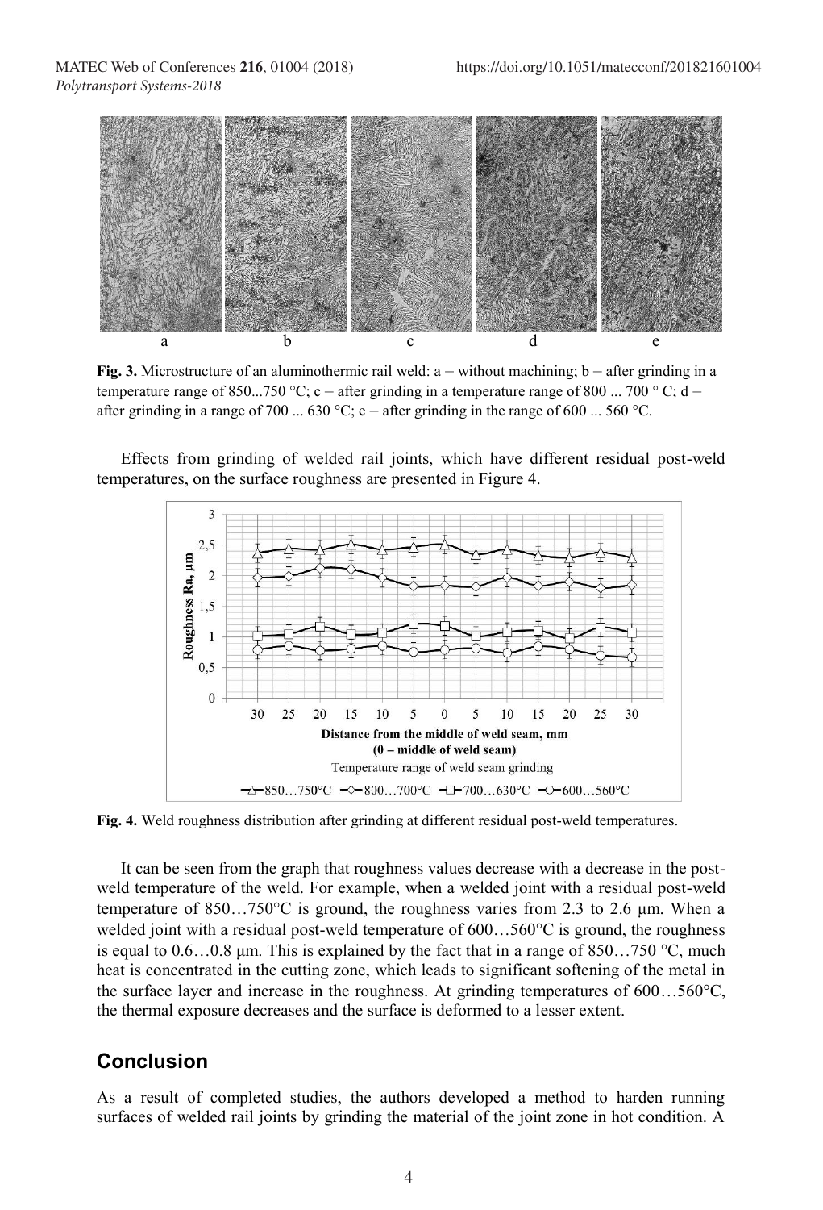**Fig. 3.** Microstructure of an aluminothermic rail weld: a – without machining; b – after grinding in a temperature range of 850...750 °C; c – after grinding in a temperature range of 800 ... 700 ° C; d – after grinding in a range of 700 ... 630 °C; e – after grinding in the range of 600 ... 560 °C.

Effects from grinding of welded rail joints, which have different residual post-weld temperatures, on the surface roughness are presented in Figure 4.

**Fig. 4.** Weld roughness distribution after grinding at different residual post-weld temperatures.

It can be seen from the graph that roughness values decrease with a decrease in the post-weld temperature of the weld. For example, when a welded joint with a residual post-weld temperature of 850…750°C is ground, the roughness varies from 2.3 to 2.6 μm. When a welded joint with a residual post-weld temperature of 600…560°C is ground, the roughness is equal to 0.6…0.8 μm. This is explained by the fact that in a range of 850…750 °C, much heat is concentrated in the cutting zone, which leads to significant softening of the metal in the surface layer and increase in the roughness. At grinding temperatures of 600…560°C, the thermal exposure decreases and the surface is deformed to a lesser extent.

## Conclusion

As a result of completed studies, the authors developed a method to harden running surfaces of welded rail joints by grinding the material of the joint zone in hot condition. A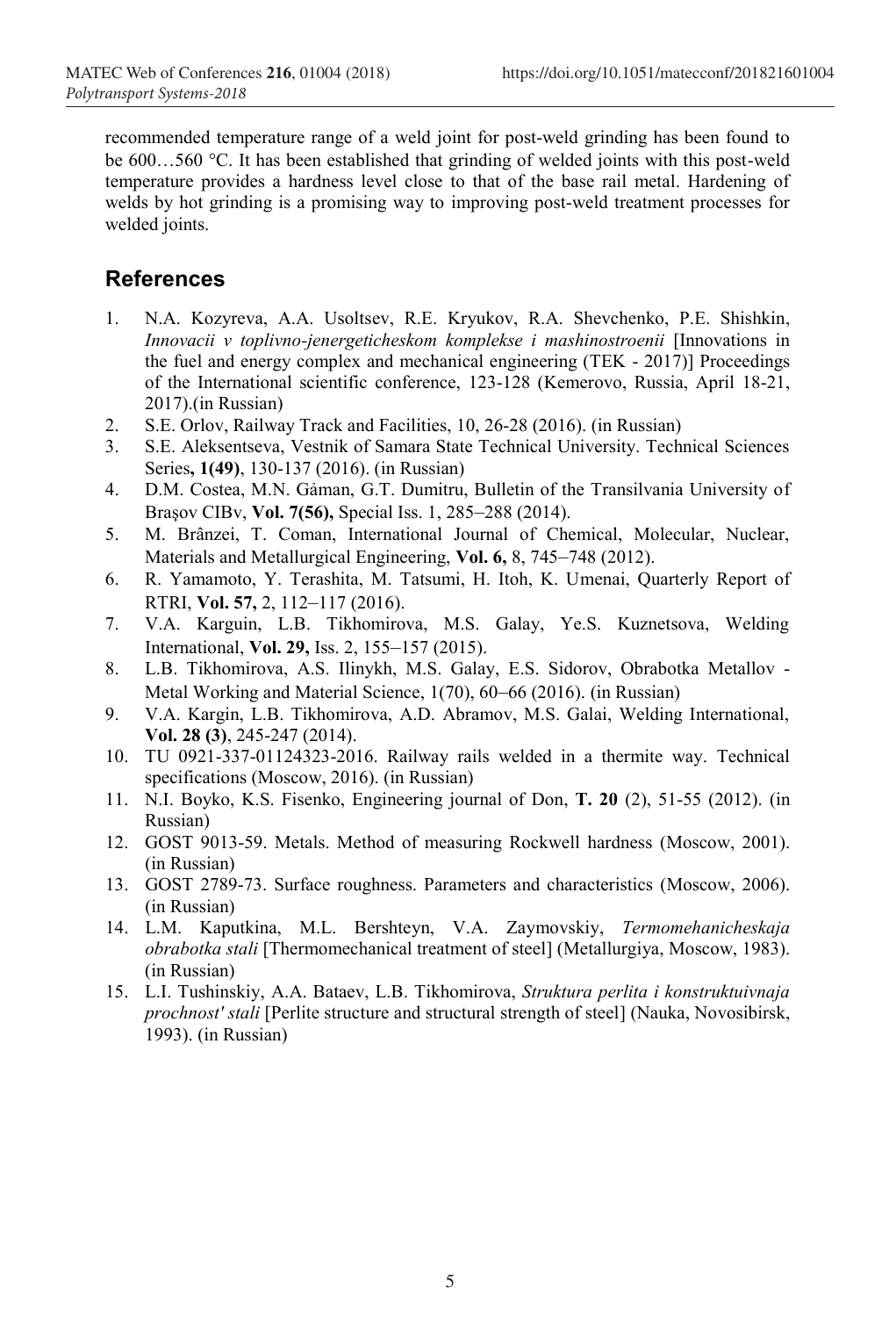recommended temperature range of a weld joint for post-weld grinding has been found to be 600…560 °C. It has been established that grinding of welded joints with this post-weld temperature provides a hardness level close to that of the base rail metal. Hardening of welds by hot grinding is a promising way to improving post-weld treatment processes for welded joints.

## References

1. N.A. Kozyreva, A.A. Usoltsev, R.E. Kryukov, R.A. Shevchenko, P.E. Shishkin, *Innovacii v toplivno-jenergeticheskom komplekse i mashinostroenii* [Innovations in the fuel and energy complex and mechanical engineering (TEK - 2017)] Proceedings of the International scientific conference, 123-128 (Kemerovo, Russia, April 18-21, 2017).(in Russian)
2. S.E. Orlov, Railway Track and Facilities, 10, 26-28 (2016). (in Russian)
3. S.E. Aleksentseva, Vestnik of Samara State Technical University. Technical Sciences Series**, 1(49)**, 130-137 (2016). (in Russian)
4. D.M. Costea, M.N. Gåman, G.T. Dumitru, Bulletin of the Transilvania University of Braşov CIBv, **Vol. 7(56),** Special Iss. 1, 285–288 (2014).
5. M. Brânzei, T. Coman, International Journal of Chemical, Molecular, Nuclear, Materials and Metallurgical Engineering, **Vol. 6,** 8, 745–748 (2012).
6. R. Yamamoto, Y. Terashita, M. Tatsumi, H. Itoh, K. Umenai, Quarterly Report of RTRI, **Vol. 57,** 2, 112–117 (2016).
7. V.A. Karguin, L.B. Tikhomirova, M.S. Galay, Ye.S. Kuznetsova, Welding International, **Vol. 29,** Iss. 2, 155–157 (2015).
8. L.B. Tikhomirova, A.S. Ilinykh, M.S. Galay, E.S. Sidorov, Obrabotka Metallov - Metal Working and Material Science, 1(70), 60–66 (2016). (in Russian)
9. V.A. Kargin, L.B. Tikhomirova, A.D. Abramov, M.S. Galai, Welding International, **Vol. 28 (3)**, 245-247 (2014).
10. TU 0921-337-01124323-2016. Railway rails welded in a thermite way. Technical specifications (Moscow, 2016). (in Russian)
11. N.I. Boyko, K.S. Fisenko, Engineering journal of Don, **T. 20** (2), 51-55 (2012). (in Russian)
12. GOST 9013-59. Metals. Method of measuring Rockwell hardness (Moscow, 2001). (in Russian)
13. GOST 2789-73. Surface roughness. Parameters and characteristics (Moscow, 2006). (in Russian)
14. L.M. Kaputkina, M.L. Bershteyn, V.A. Zaymovskiy, *Termomehanicheskaja obrabotka stali* [Thermomechanical treatment of steel] (Metallurgiya, Moscow, 1983). (in Russian)
15. L.I. Tushinskiy, A.A. Bataev, L.B. Tikhomirova, *Struktura perlita i konstruktuivnaja prochnost' stali* [Perlite structure and structural strength of steel] (Nauka, Novosibirsk, 1993). (in Russian)